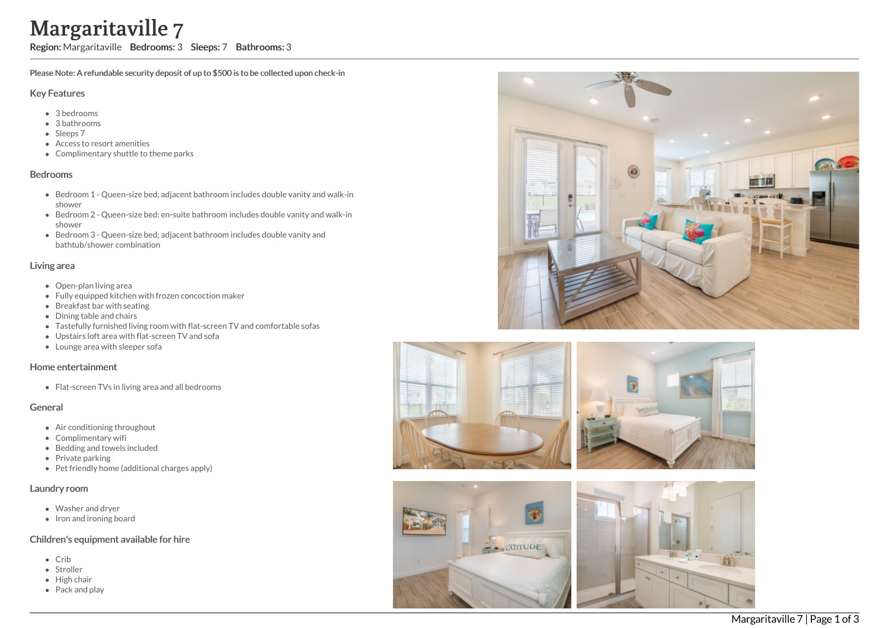# Margaritaville 7

**Region:** Margaritaville **Bedrooms:** 3 **Sleeps:** 7 **Bathrooms:** 3

**Please Note: A refundable security deposit of up to $500 is to be collected upon check-in**

## Key Features

- 3 bedrooms
- 3 bathrooms
- Sleeps 7
- Access to resort amenities
- Complimentary shuttle to theme parks

## Bedrooms

- Bedroom 1 - Queen-size bed; adjacent bathroom includes double vanity and walk-in shower
- Bedroom 2 - Queen-size bed; en-suite bathroom includes double vanity and walk-in shower
- Bedroom 3 - Queen-size bed; adjacent bathroom includes double vanity and bathtub/shower combination

## Living area

- Open-plan living area
- Fully equipped kitchen with frozen concoction maker
- Breakfast bar with seating
- Dining table and chairs
- Tastefully furnished living room with flat-screen TV and comfortable sofas
- Upstairs loft area with flat-screen TV and sofa
- Lounge area with sleeper sofa

## Home entertainment

- Flat-screen TVs in living area and all bedrooms

## General

- Air conditioning throughout
- Complimentary wifi
- Bedding and towels included
- Private parking
- Pet friendly home (additional charges apply)

## Laundry room

- Washer and dryer
- Iron and ironing board

## Children's equipment available for hire

- Crib
- Stroller
- High chair
- Pack and play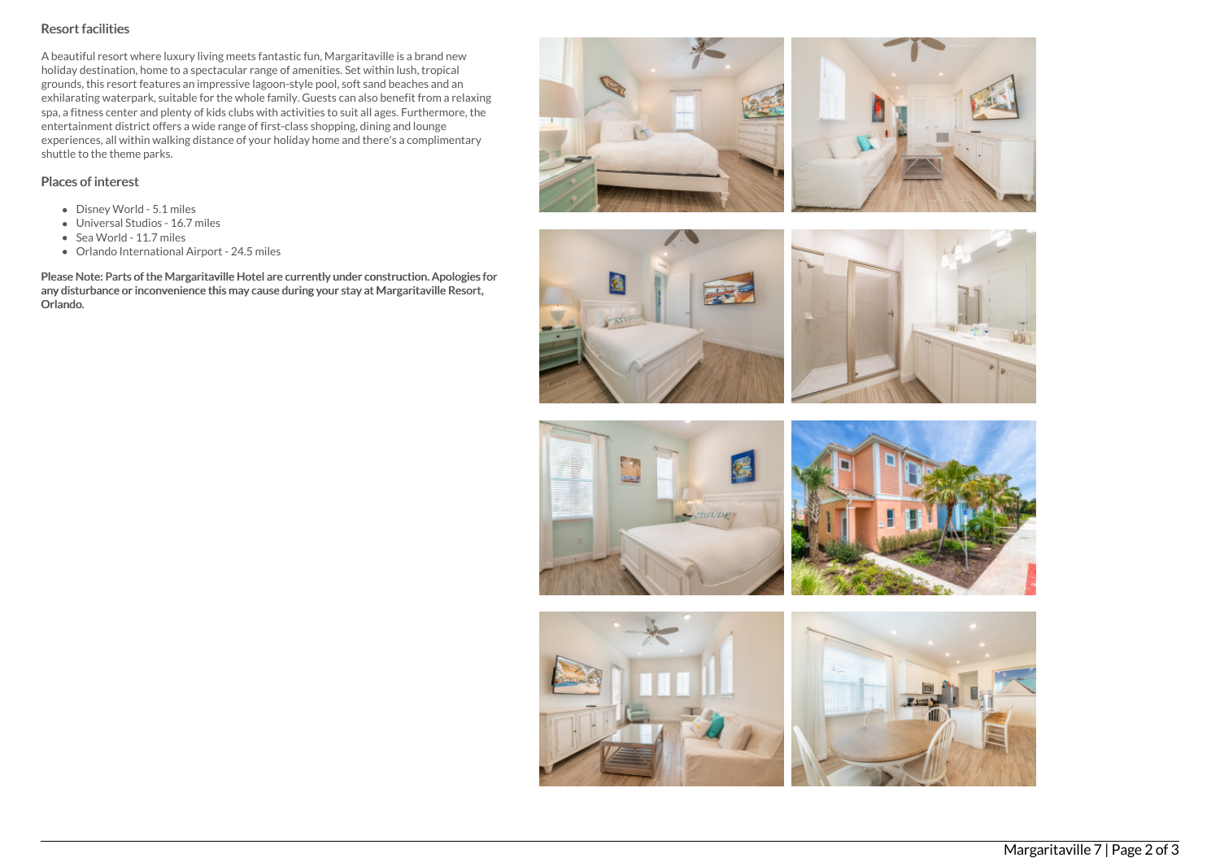## Resort facilities

A beautiful resort where luxury living meets fantastic fun, Margaritaville is a brand new holiday destination, home to a spectacular range of amenities. Set within lush, tropical grounds, this resort features an impressive lagoon-style pool, soft sand beaches and an exhilarating waterpark, suitable for the whole family. Guests can also benefit from a relaxing spa, a fitness center and plenty of kids clubs with activities to suit all ages. Furthermore, the entertainment district offers a wide range of first-class shopping, dining and lounge experiences, all within walking distance of your holiday home and there's a complimentary shuttle to the theme parks.

## Places of interest

- Disney World - 5.1 miles
- Universal Studios - 16.7 miles
- Sea World - 11.7 miles
- Orlando International Airport - 24.5 miles

**Please Note: Parts of the Margaritaville Hotel are currently under construction. Apologies for any disturbance or inconvenience this may cause during your stay at Margaritaville Resort, Orlando.**